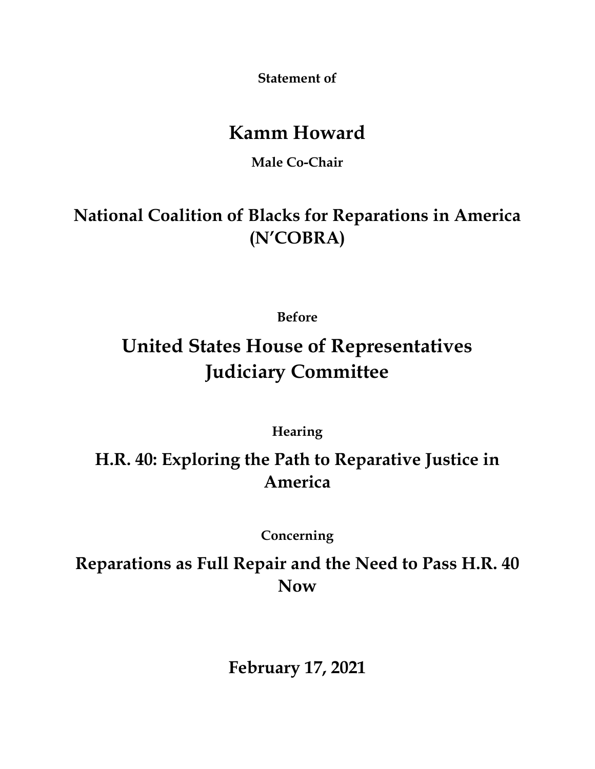**Statement of**

# Kamm Howard

**Male Co-Chair**

## National Coalition of Blacks for Reparations in America (N'COBRA)

**Before**

# United States House of Representatives Judiciary Committee

**Hearing**

## H.R. 40: Exploring the Path to Reparative Justice in America

**Concerning**

## Reparations as Full Repair and the Need to Pass H.R. 40 Now

**February 17, 2021**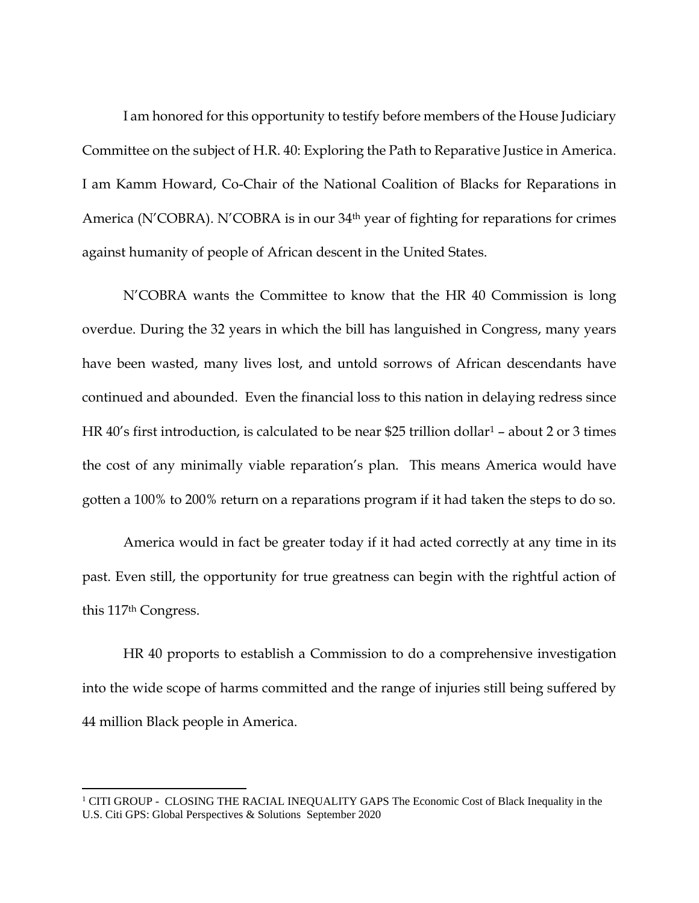I am honored for this opportunity to testify before members of the House Judiciary Committee on the subject of H.R. 40: Exploring the Path to Reparative Justice in America. I am Kamm Howard, Co-Chair of the National Coalition of Blacks for Reparations in America (N'COBRA). N'COBRA is in our 34th year of fighting for reparations for crimes against humanity of people of African descent in the United States.

N'COBRA wants the Committee to know that the HR 40 Commission is long overdue. During the 32 years in which the bill has languished in Congress, many years have been wasted, many lives lost, and untold sorrows of African descendants have continued and abounded. Even the financial loss to this nation in delaying redress since HR 40's first introduction, is calculated to be near $25 trillion dollar[1] – about 2 or 3 times the cost of any minimally viable reparation's plan. This means America would have gotten a 100% to 200% return on a reparations program if it had taken the steps to do so.

America would in fact be greater today if it had acted correctly at any time in its past. Even still, the opportunity for true greatness can begin with the rightful action of this 117th Congress.

HR 40 proports to establish a Commission to do a comprehensive investigation into the wide scope of harms committed and the range of injuries still being suffered by 44 million Black people in America.

---

[1] CITI GROUP - CLOSING THE RACIAL INEQUALITY GAPS The Economic Cost of Black Inequality in the U.S. Citi GPS: Global Perspectives & Solutions September 2020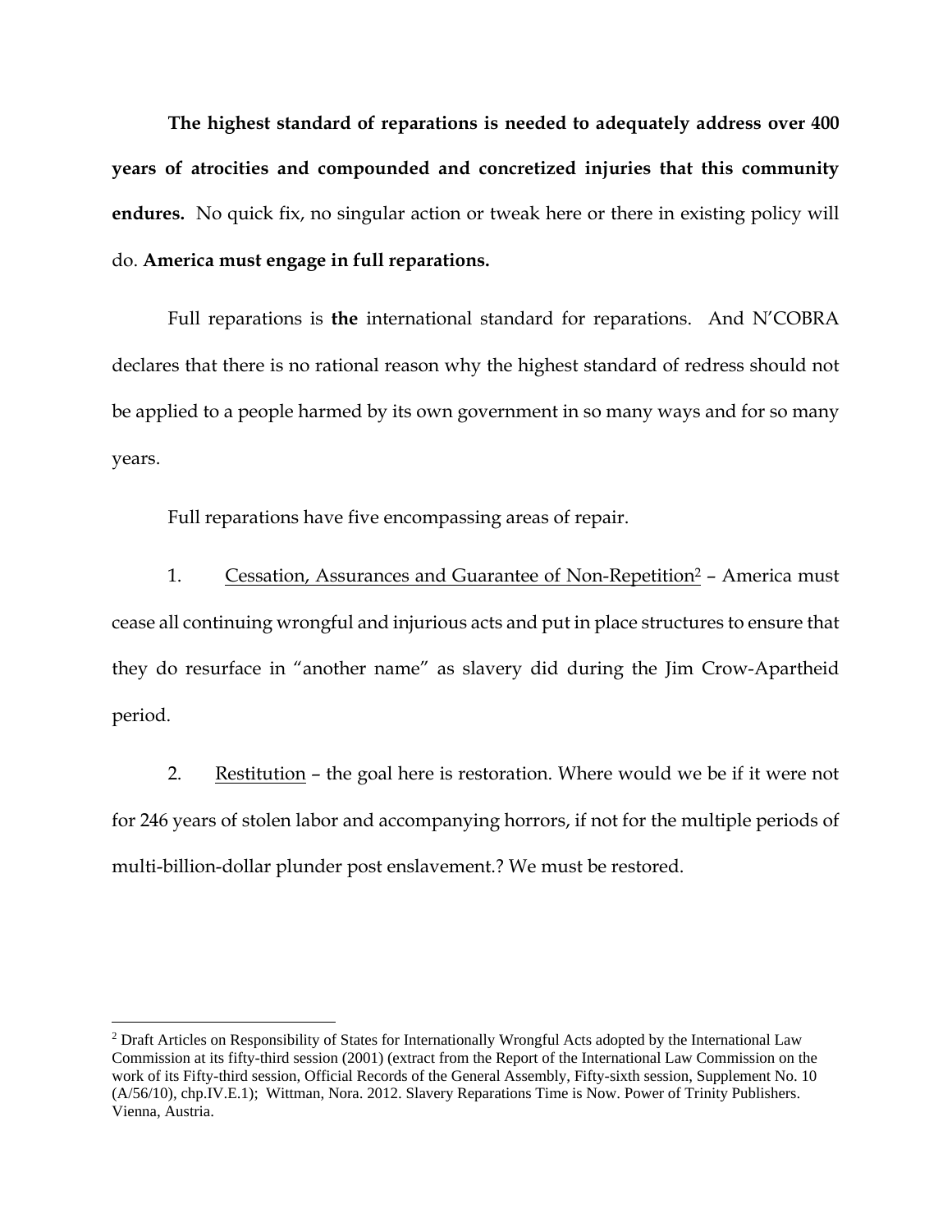**The highest standard of reparations is needed to adequately address over 400 years of atrocities and compounded and concretized injuries that this community endures.** No quick fix, no singular action or tweak here or there in existing policy will do. **America must engage in full reparations.**

Full reparations is **the** international standard for reparations. And N'COBRA declares that there is no rational reason why the highest standard of redress should not be applied to a people harmed by its own government in so many ways and for so many years.

Full reparations have five encompassing areas of repair.

1. Cessation, Assurances and Guarantee of Non-Repetition[2] – America must cease all continuing wrongful and injurious acts and put in place structures to ensure that they do resurface in "another name" as slavery did during the Jim Crow-Apartheid period.

2. Restitution – the goal here is restoration. Where would we be if it were not for 246 years of stolen labor and accompanying horrors, if not for the multiple periods of multi-billion-dollar plunder post enslavement.? We must be restored.

---

[2] Draft Articles on Responsibility of States for Internationally Wrongful Acts adopted by the International Law Commission at its fifty-third session (2001) (extract from the Report of the International Law Commission on the work of its Fifty-third session, Official Records of the General Assembly, Fifty-sixth session, Supplement No. 10 (A/56/10), chp.IV.E.1); Wittman, Nora. 2012. Slavery Reparations Time is Now. Power of Trinity Publishers. Vienna, Austria.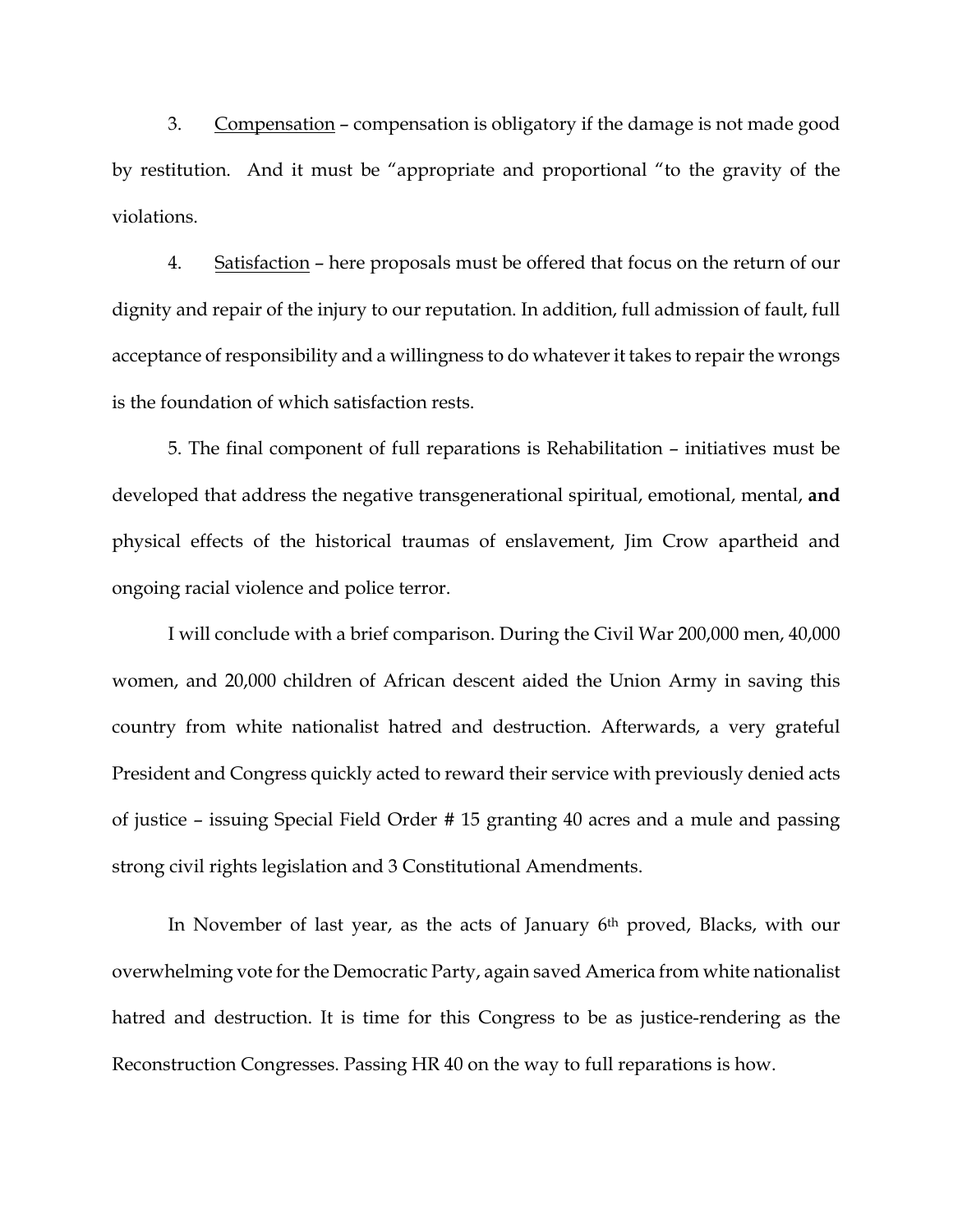3. Compensation – compensation is obligatory if the damage is not made good by restitution. And it must be "appropriate and proportional "to the gravity of the violations.

4. Satisfaction – here proposals must be offered that focus on the return of our dignity and repair of the injury to our reputation. In addition, full admission of fault, full acceptance of responsibility and a willingness to do whatever it takes to repair the wrongs is the foundation of which satisfaction rests.

5. The final component of full reparations is Rehabilitation – initiatives must be developed that address the negative transgenerational spiritual, emotional, mental, **and** physical effects of the historical traumas of enslavement, Jim Crow apartheid and ongoing racial violence and police terror.

I will conclude with a brief comparison. During the Civil War 200,000 men, 40,000 women, and 20,000 children of African descent aided the Union Army in saving this country from white nationalist hatred and destruction. Afterwards, a very grateful President and Congress quickly acted to reward their service with previously denied acts of justice – issuing Special Field Order # 15 granting 40 acres and a mule and passing strong civil rights legislation and 3 Constitutional Amendments.

In November of last year, as the acts of January 6th proved, Blacks, with our overwhelming vote for the Democratic Party, again saved America from white nationalist hatred and destruction. It is time for this Congress to be as justice-rendering as the Reconstruction Congresses. Passing HR 40 on the way to full reparations is how.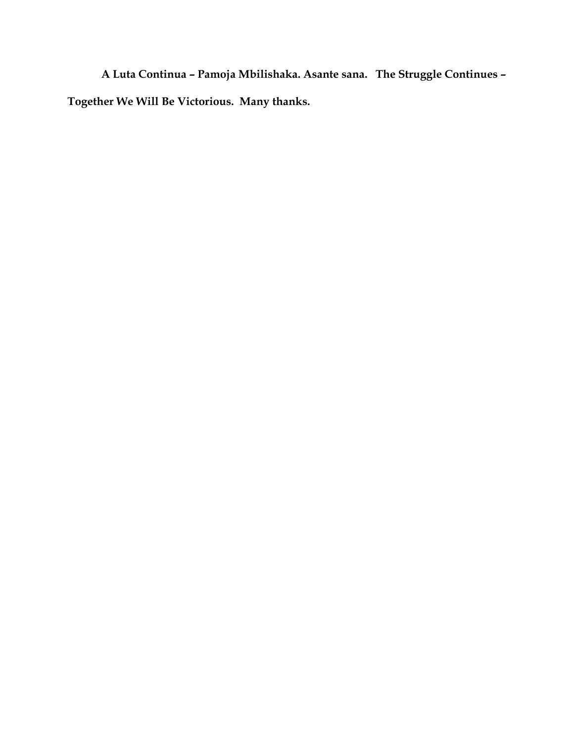**A Luta Continua – Pamoja Mbilishaka. Asante sana. The Struggle Continues – Together We Will Be Victorious. Many thanks.**